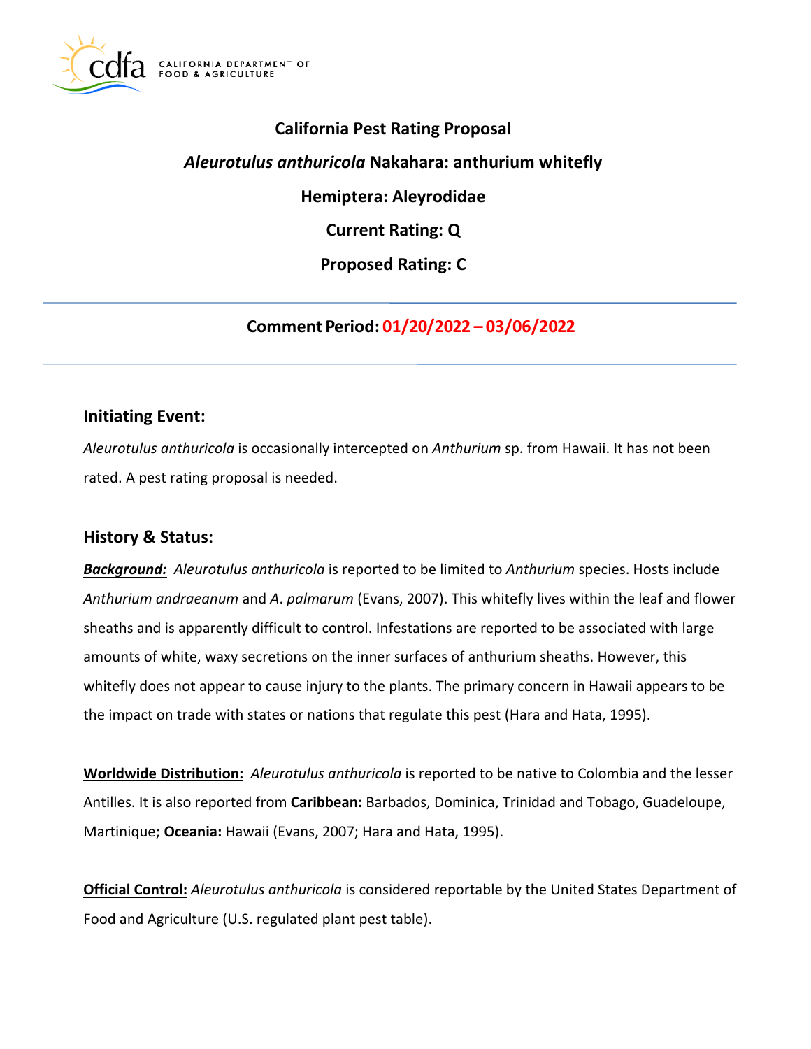# California Pest Rating Proposal

## *Aleurotulus anthuricola* Nakahara: anthurium whitefly

## Hemiptera: Aleyrodidae

## Current Rating: Q

## Proposed Rating: C

---

**Comment Period: 01/20/2022 – 03/06/2022**

---

## Initiating Event:

*Aleurotulus anthuricola* is occasionally intercepted on *Anthurium* sp. from Hawaii. It has not been rated. A pest rating proposal is needed.

## History & Status:

***Background:*** *Aleurotulus anthuricola* is reported to be limited to *Anthurium* species. Hosts include *Anthurium andraeanum* and *A. palmarum* (Evans, 2007). This whitefly lives within the leaf and flower sheaths and is apparently difficult to control. Infestations are reported to be associated with large amounts of white, waxy secretions on the inner surfaces of anthurium sheaths. However, this whitefly does not appear to cause injury to the plants. The primary concern in Hawaii appears to be the impact on trade with states or nations that regulate this pest (Hara and Hata, 1995).

**Worldwide Distribution:** *Aleurotulus anthuricola* is reported to be native to Colombia and the lesser Antilles. It is also reported from **Caribbean:** Barbados, Dominica, Trinidad and Tobago, Guadeloupe, Martinique; **Oceania:** Hawaii (Evans, 2007; Hara and Hata, 1995).

**Official Control:** *Aleurotulus anthuricola* is considered reportable by the United States Department of Food and Agriculture (U.S. regulated plant pest table).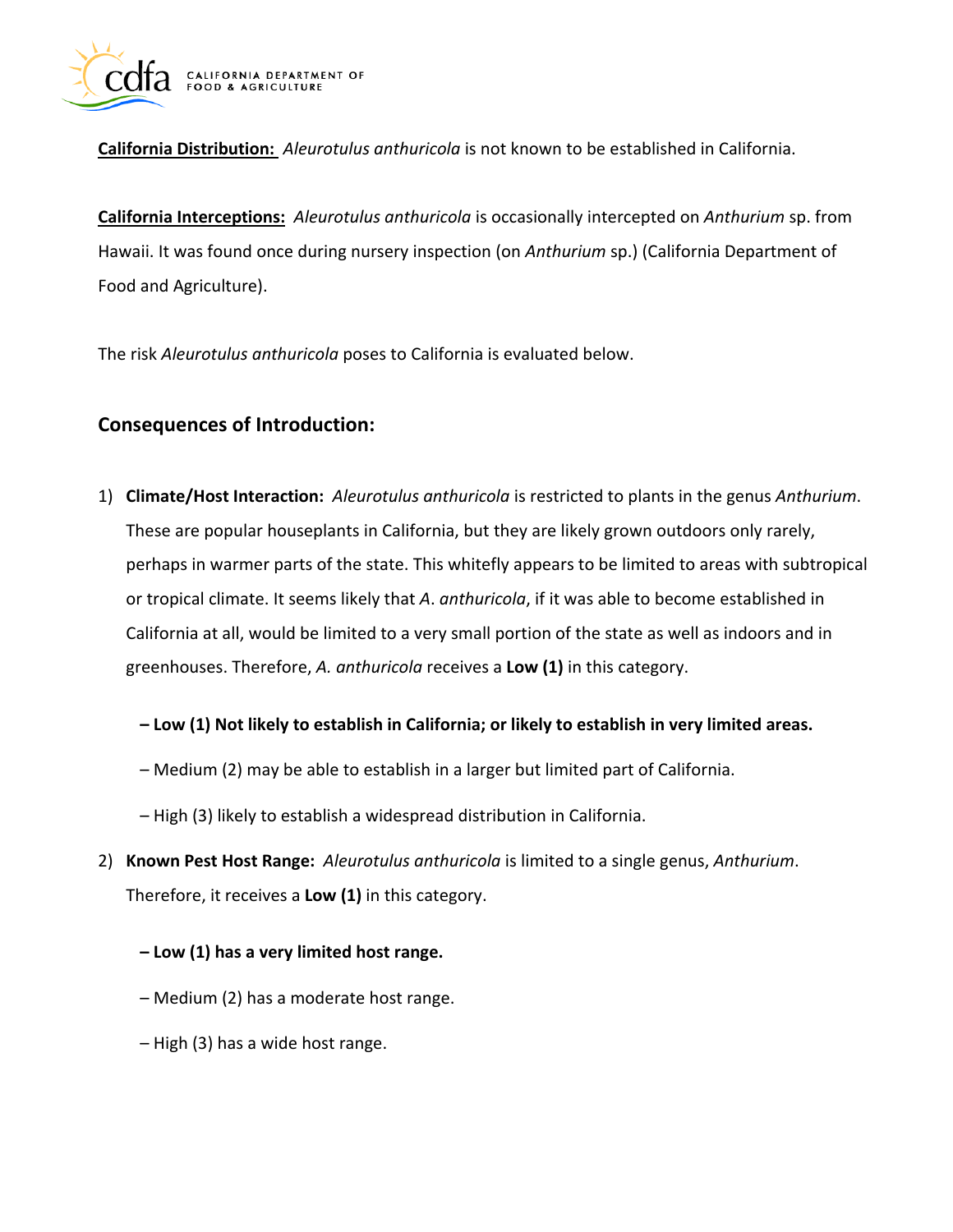**California Distribution:** *Aleurotulus anthuricola* is not known to be established in California.

**California Interceptions:** *Aleurotulus anthuricola* is occasionally intercepted on *Anthurium* sp. from Hawaii. It was found once during nursery inspection (on *Anthurium* sp.) (California Department of Food and Agriculture).

The risk *Aleurotulus anthuricola* poses to California is evaluated below.

## Consequences of Introduction:

1) **Climate/Host Interaction:** *Aleurotulus anthuricola* is restricted to plants in the genus *Anthurium*. These are popular houseplants in California, but they are likely grown outdoors only rarely, perhaps in warmer parts of the state. This whitefly appears to be limited to areas with subtropical or tropical climate. It seems likely that *A*. *anthuricola*, if it was able to become established in California at all, would be limited to a very small portion of the state as well as indoors and in greenhouses. Therefore, *A. anthuricola* receives a **Low (1)** in this category.

   **– Low (1) Not likely to establish in California; or likely to establish in very limited areas.**

   – Medium (2) may be able to establish in a larger but limited part of California.

   – High (3) likely to establish a widespread distribution in California.

2) **Known Pest Host Range:** *Aleurotulus anthuricola* is limited to a single genus, *Anthurium*. Therefore, it receives a **Low (1)** in this category.

   **– Low (1) has a very limited host range.**

   – Medium (2) has a moderate host range.

   – High (3) has a wide host range.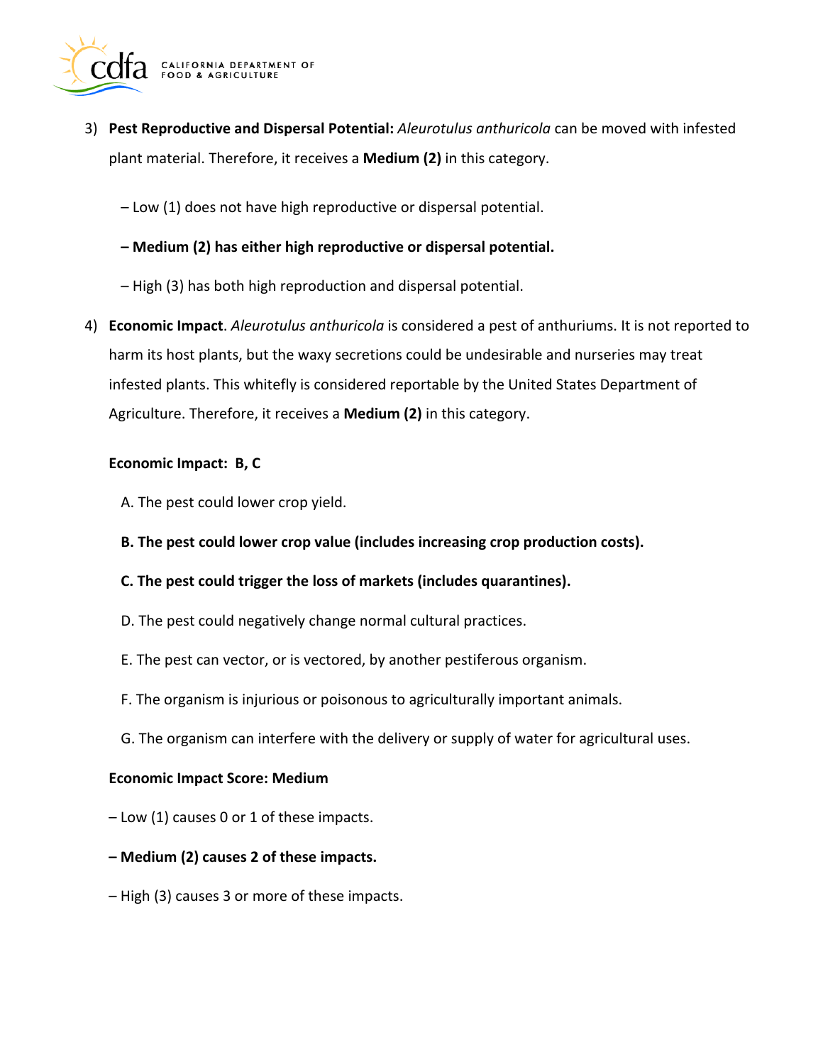3) **Pest Reproductive and Dispersal Potential:** *Aleurotulus anthuricola* can be moved with infested plant material. Therefore, it receives a **Medium (2)** in this category.

   – Low (1) does not have high reproductive or dispersal potential.

   **– Medium (2) has either high reproductive or dispersal potential.**

   – High (3) has both high reproduction and dispersal potential.

4) **Economic Impact**. *Aleurotulus anthuricola* is considered a pest of anthuriums. It is not reported to harm its host plants, but the waxy secretions could be undesirable and nurseries may treat infested plants. This whitefly is considered reportable by the United States Department of Agriculture. Therefore, it receives a **Medium (2)** in this category.

   **Economic Impact: B, C**

   A. The pest could lower crop yield.

   **B. The pest could lower crop value (includes increasing crop production costs).**

   **C. The pest could trigger the loss of markets (includes quarantines).**

   D. The pest could negatively change normal cultural practices.

   E. The pest can vector, or is vectored, by another pestiferous organism.

   F. The organism is injurious or poisonous to agriculturally important animals.

   G. The organism can interfere with the delivery or supply of water for agricultural uses.

   **Economic Impact Score: Medium**

   – Low (1) causes 0 or 1 of these impacts.

   **– Medium (2) causes 2 of these impacts.**

   – High (3) causes 3 or more of these impacts.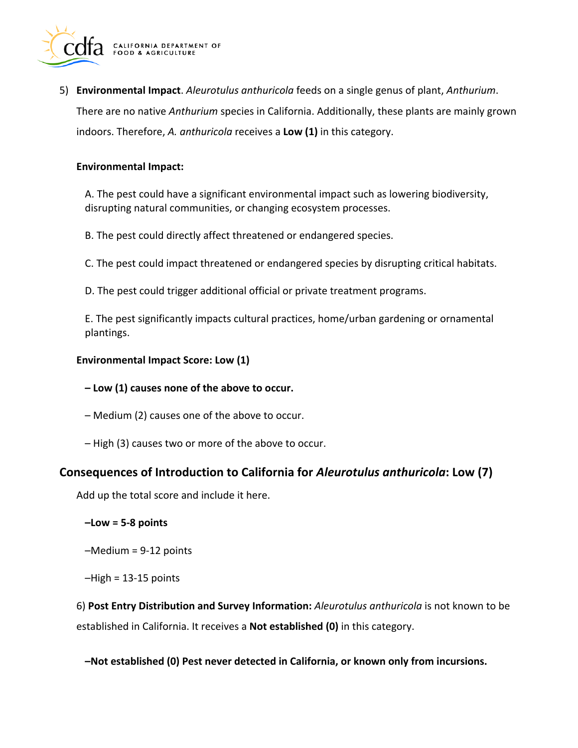5) **Environmental Impact**. *Aleurotulus anthuricola* feeds on a single genus of plant, *Anthurium*. There are no native *Anthurium* species in California. Additionally, these plants are mainly grown indoors. Therefore, *A. anthuricola* receives a **Low (1)** in this category.

**Environmental Impact:**

A. The pest could have a significant environmental impact such as lowering biodiversity, disrupting natural communities, or changing ecosystem processes.

B. The pest could directly affect threatened or endangered species.

C. The pest could impact threatened or endangered species by disrupting critical habitats.

D. The pest could trigger additional official or private treatment programs.

E. The pest significantly impacts cultural practices, home/urban gardening or ornamental plantings.

**Environmental Impact Score: Low (1)**

**– Low (1) causes none of the above to occur.**

– Medium (2) causes one of the above to occur.

– High (3) causes two or more of the above to occur.

## Consequences of Introduction to California for *Aleurotulus anthuricola*: Low (7)

Add up the total score and include it here.

**–Low = 5-8 points**

–Medium = 9-12 points

–High = 13-15 points

6) **Post Entry Distribution and Survey Information:** *Aleurotulus anthuricola* is not known to be established in California. It receives a **Not established (0)** in this category.

**–Not established (0) Pest never detected in California, or known only from incursions.**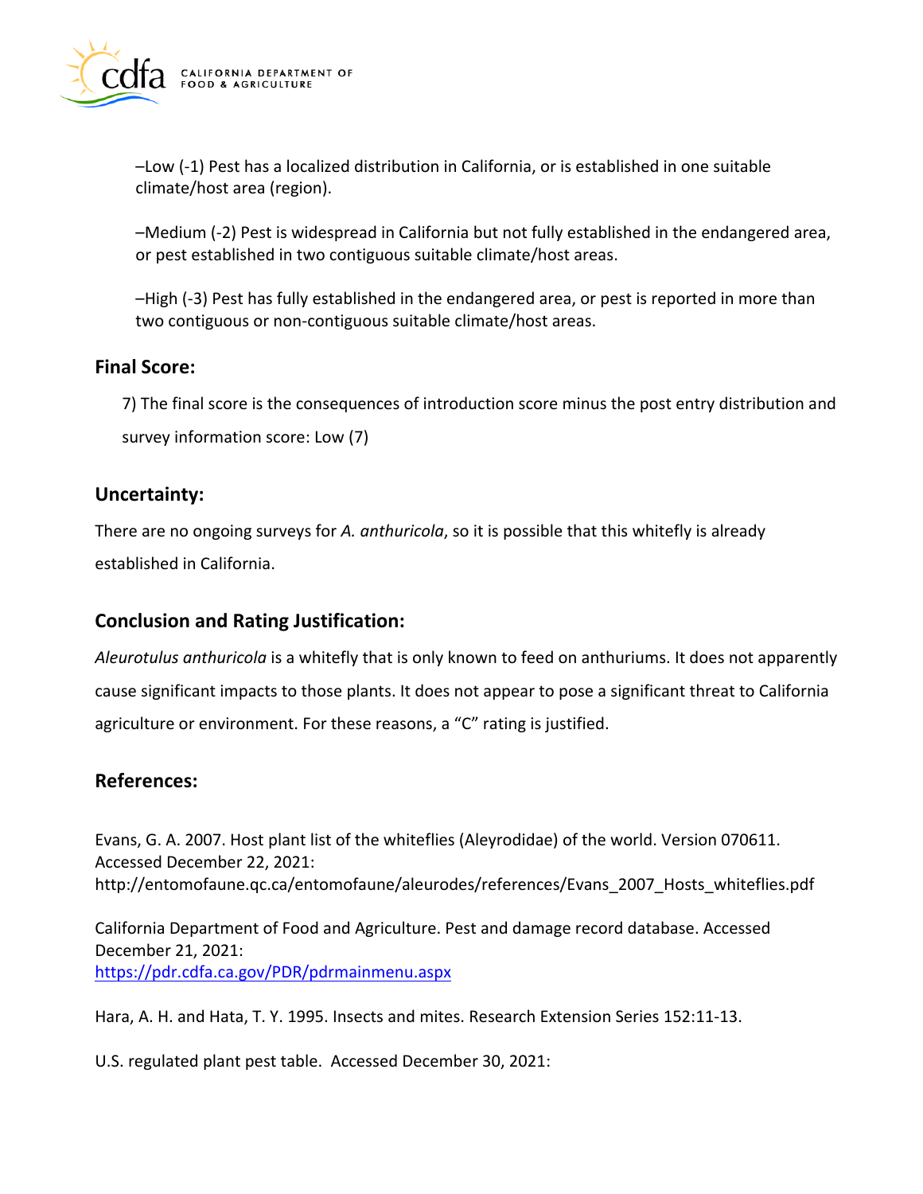–Low (-1) Pest has a localized distribution in California, or is established in one suitable climate/host area (region).

–Medium (-2) Pest is widespread in California but not fully established in the endangered area, or pest established in two contiguous suitable climate/host areas.

–High (-3) Pest has fully established in the endangered area, or pest is reported in more than two contiguous or non-contiguous suitable climate/host areas.

## Final Score:

7) The final score is the consequences of introduction score minus the post entry distribution and survey information score: Low (7)

## Uncertainty:

There are no ongoing surveys for *A. anthuricola*, so it is possible that this whitefly is already established in California.

## Conclusion and Rating Justification:

*Aleurotulus anthuricola* is a whitefly that is only known to feed on anthuriums. It does not apparently cause significant impacts to those plants. It does not appear to pose a significant threat to California agriculture or environment. For these reasons, a "C" rating is justified.

## References:

Evans, G. A. 2007. Host plant list of the whiteflies (Aleyrodidae) of the world. Version 070611. Accessed December 22, 2021: http://entomofaune.qc.ca/entomofaune/aleurodes/references/Evans_2007_Hosts_whiteflies.pdf

California Department of Food and Agriculture. Pest and damage record database. Accessed December 21, 2021: https://pdr.cdfa.ca.gov/PDR/pdrmainmenu.aspx

Hara, A. H. and Hata, T. Y. 1995. Insects and mites. Research Extension Series 152:11-13.

U.S. regulated plant pest table. Accessed December 30, 2021: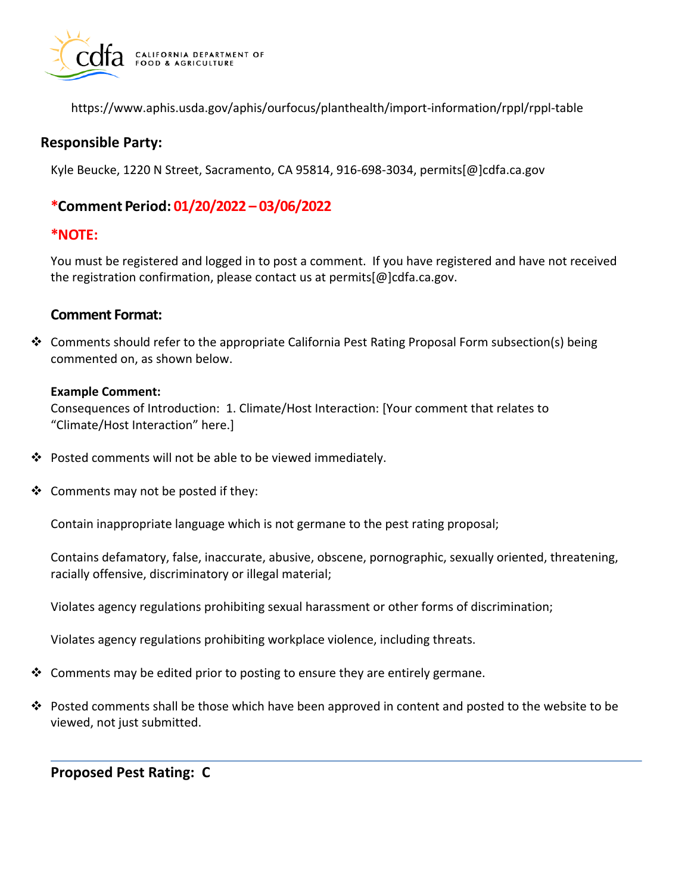https://www.aphis.usda.gov/aphis/ourfocus/planthealth/import-information/rppl/rppl-table

## Responsible Party:

Kyle Beucke, 1220 N Street, Sacramento, CA 95814, 916-698-3034, permits[@]cdfa.ca.gov

### *Comment Period: 01/20/2022 – 03/06/2022

### *NOTE:

You must be registered and logged in to post a comment. If you have registered and have not received the registration confirmation, please contact us at permits[@]cdfa.ca.gov.

### Comment Format:

- Comments should refer to the appropriate California Pest Rating Proposal Form subsection(s) being commented on, as shown below.

  **Example Comment:**
  Consequences of Introduction: 1. Climate/Host Interaction: [Your comment that relates to "Climate/Host Interaction" here.]

- Posted comments will not be able to be viewed immediately.

- Comments may not be posted if they:

  Contain inappropriate language which is not germane to the pest rating proposal;

  Contains defamatory, false, inaccurate, abusive, obscene, pornographic, sexually oriented, threatening, racially offensive, discriminatory or illegal material;

  Violates agency regulations prohibiting sexual harassment or other forms of discrimination;

  Violates agency regulations prohibiting workplace violence, including threats.

- Comments may be edited prior to posting to ensure they are entirely germane.

- Posted comments shall be those which have been approved in content and posted to the website to be viewed, not just submitted.

---

### Proposed Pest Rating: C